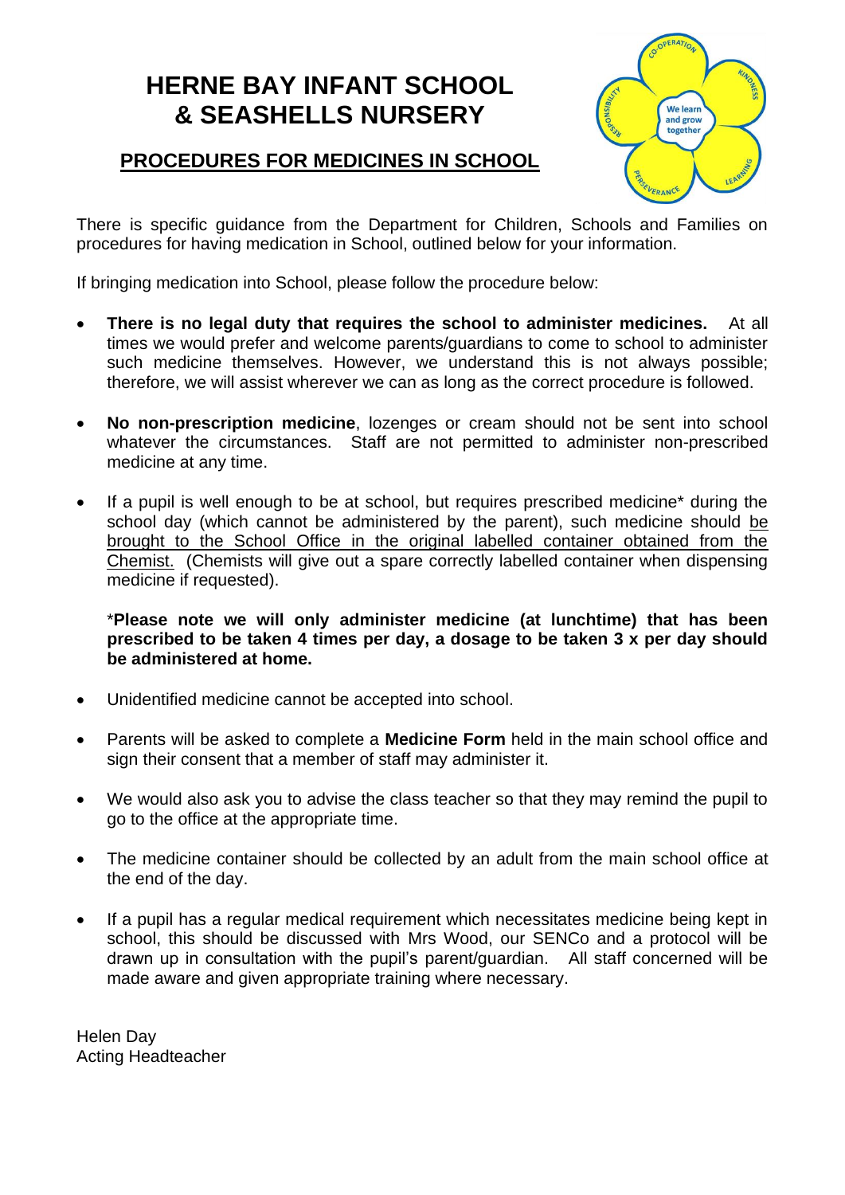# HERNE BAY INFANT SCHOOL & SEASHELLS NURSERY

## PROCEDURES FOR MEDICINES IN SCHOOL

There is specific guidance from the Department for Children, Schools and Families on procedures for having medication in School, outlined below for your information.

If bringing medication into School, please follow the procedure below:

- **There is no legal duty that requires the school to administer medicines.** At all times we would prefer and welcome parents/guardians to come to school to administer such medicine themselves. However, we understand this is not always possible; therefore, we will assist wherever we can as long as the correct procedure is followed.

- **No non-prescription medicine**, lozenges or cream should not be sent into school whatever the circumstances. Staff are not permitted to administer non-prescribed medicine at any time.

- If a pupil is well enough to be at school, but requires prescribed medicine* during the school day (which cannot be administered by the parent), such medicine should brought to the School Office in the original labelled container obtained from the Chemist. (Chemists will give out a spare correctly labelled container when dispensing medicine if requested).

  \***Please note we will only administer medicine (at lunchtime) that has been prescribed to be taken 4 times per day, a dosage to be taken 3 x per day should be administered at home.**

- Unidentified medicine cannot be accepted into school.

- Parents will be asked to complete a **Medicine Form** held in the main school office and sign their consent that a member of staff may administer it.

- We would also ask you to advise the class teacher so that they may remind the pupil to go to the office at the appropriate time.

- The medicine container should be collected by an adult from the main school office at the end of the day.

- If a pupil has a regular medical requirement which necessitates medicine being kept in school, this should be discussed with Mrs Wood, our SENCo and a protocol will be drawn up in consultation with the pupil's parent/guardian. All staff concerned will be made aware and given appropriate training where necessary.

Helen Day
Acting Headteacher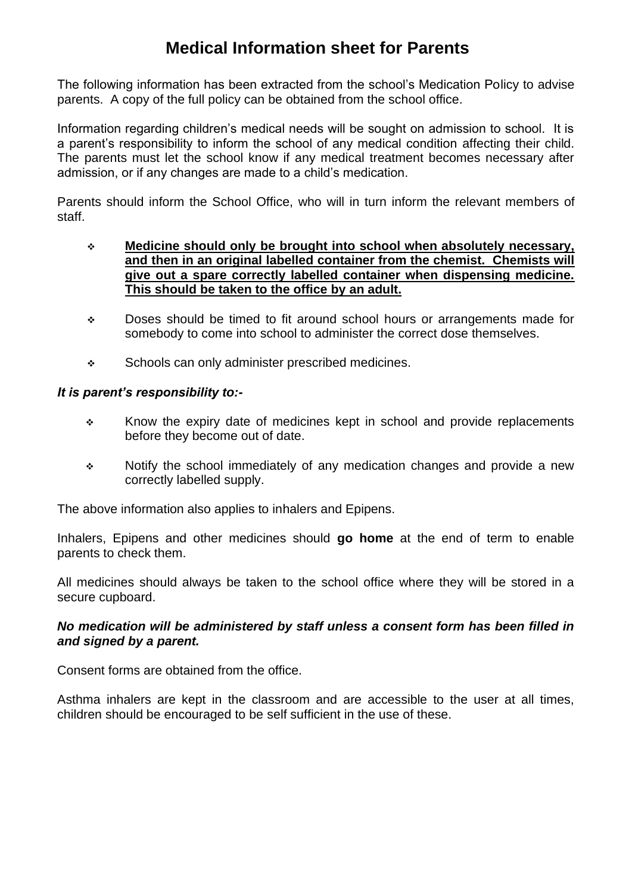# Medical Information sheet for Parents

The following information has been extracted from the school's Medication Policy to advise parents. A copy of the full policy can be obtained from the school office.

Information regarding children's medical needs will be sought on admission to school. It is a parent's responsibility to inform the school of any medical condition affecting their child. The parents must let the school know if any medical treatment becomes necessary after admission, or if any changes are made to a child's medication.

Parents should inform the School Office, who will in turn inform the relevant members of staff.

- **Medicine should only be brought into school when absolutely necessary, and then in an original labelled container from the chemist. Chemists will give out a spare correctly labelled container when dispensing medicine. This should be taken to the office by an adult.**
- Doses should be timed to fit around school hours or arrangements made for somebody to come into school to administer the correct dose themselves.
- Schools can only administer prescribed medicines.

***It is parent's responsibility to:-***

- Know the expiry date of medicines kept in school and provide replacements before they become out of date.
- Notify the school immediately of any medication changes and provide a new correctly labelled supply.

The above information also applies to inhalers and Epipens.

Inhalers, Epipens and other medicines should **go home** at the end of term to enable parents to check them.

All medicines should always be taken to the school office where they will be stored in a secure cupboard.

***No medication will be administered by staff unless a consent form has been filled in and signed by a parent.***

Consent forms are obtained from the office.

Asthma inhalers are kept in the classroom and are accessible to the user at all times, children should be encouraged to be self sufficient in the use of these.